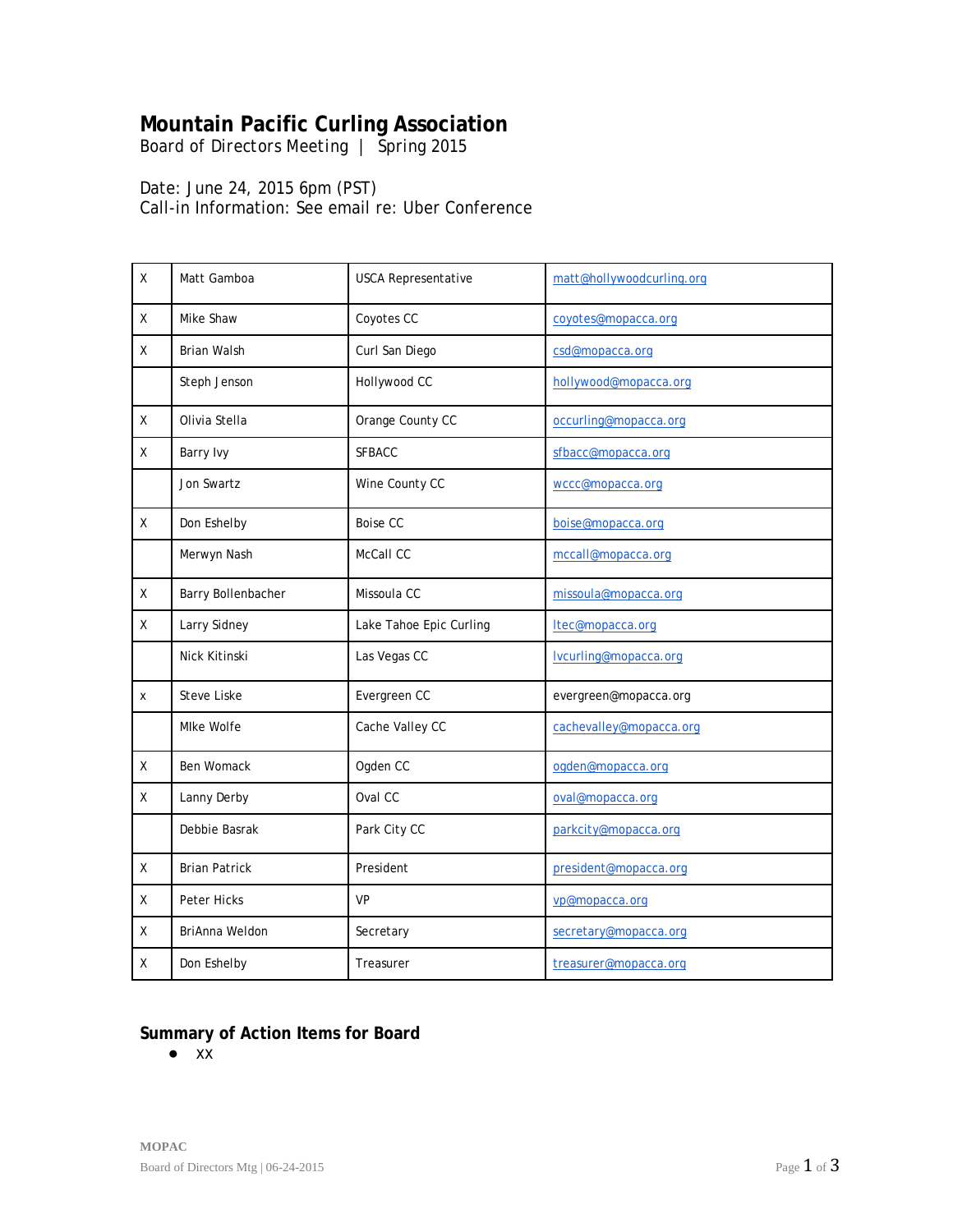# Mountain Pacific Curling Association

Board of Directors Meeting | Spring 2015

Date: June 24, 2015 6pm (PST)
Call-in Information: See email re: Uber Conference

| | | | |
|---|---|---|---|
| X | Matt Gamboa | USCA Representative | matt@hollywoodcurling.org |
| X | Mike Shaw | Coyotes CC | coyotes@mopacca.org |
| X | Brian Walsh | Curl San Diego | csd@mopacca.org |
| | Steph Jenson | Hollywood CC | hollywood@mopacca.org |
| X | Olivia Stella | Orange County CC | occurling@mopacca.org |
| X | Barry Ivy | SFBACC | sfbacc@mopacca.org |
| | Jon Swartz | Wine County CC | wccc@mopacca.org |
| X | Don Eshelby | Boise CC | boise@mopacca.org |
| | Merwyn Nash | McCall CC | mccall@mopacca.org |
| X | Barry Bollenbacher | Missoula CC | missoula@mopacca.org |
| X | Larry Sidney | Lake Tahoe Epic Curling | ltec@mopacca.org |
| | Nick Kitinski | Las Vegas CC | lvcurling@mopacca.org |
| x | Steve Liske | Evergreen CC | evergreen@mopacca.org |
| | MIke Wolfe | Cache Valley CC | cachevalley@mopacca.org |
| X | Ben Womack | Ogden CC | ogden@mopacca.org |
| X | Lanny Derby | Oval CC | oval@mopacca.org |
| | Debbie Basrak | Park City CC | parkcity@mopacca.org |
| X | Brian Patrick | President | president@mopacca.org |
| X | Peter Hicks | VP | vp@mopacca.org |
| X | BriAnna Weldon | Secretary | secretary@mopacca.org |
| X | Don Eshelby | Treasurer | treasurer@mopacca.org |

## Summary of Action Items for Board

- XX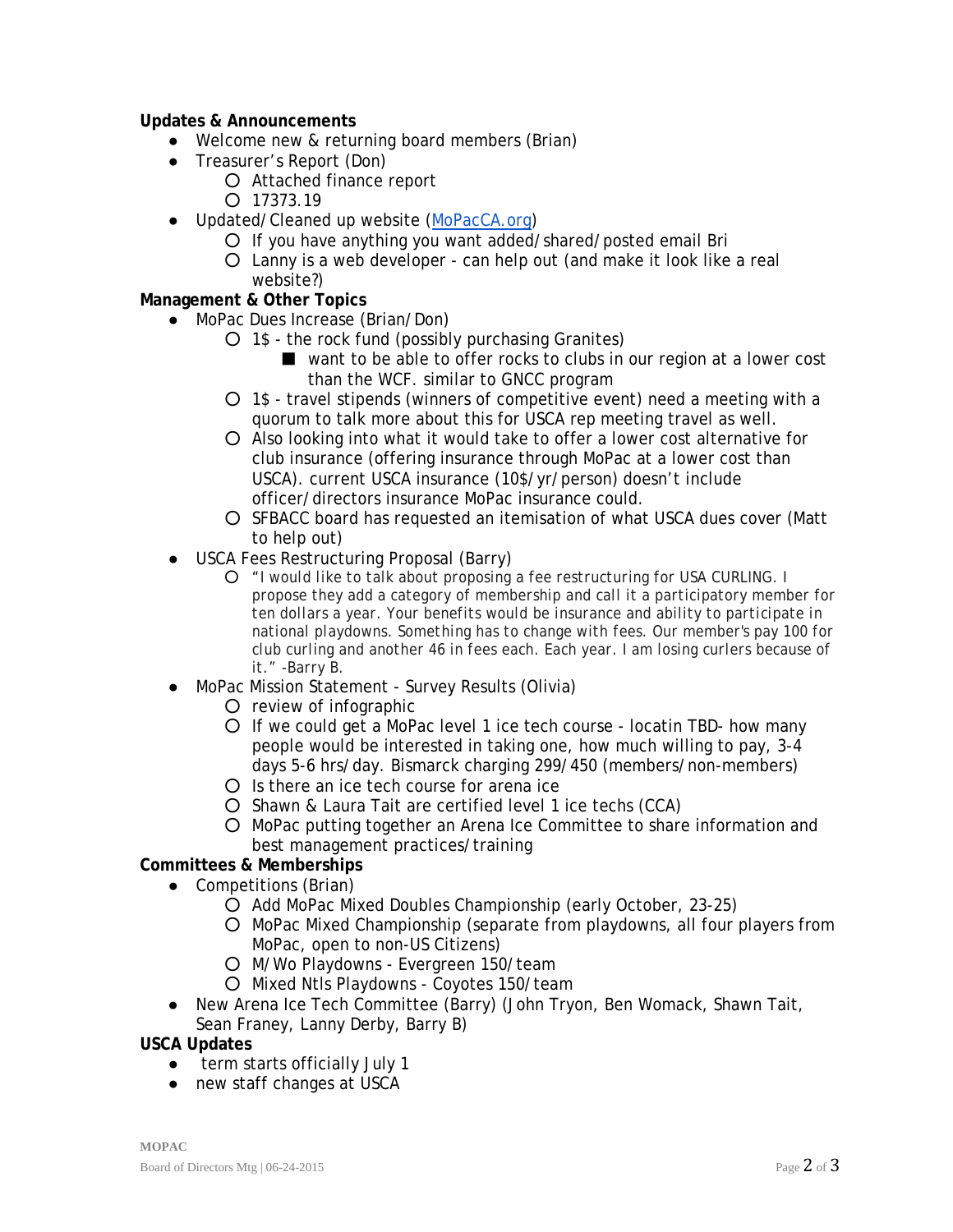**Updates & Announcements**

- Welcome new & returning board members (Brian)
- Treasurer's Report (Don)
  - Attached finance report
  - 17373.19
- Updated/Cleaned up website ([MoPacCA.org](MoPacCA.org))
  - If you have anything you want added/shared/posted email Bri
  - Lanny is a web developer - can help out (and make it look like a real website?)

**Management & Other Topics**

- MoPac Dues Increase (Brian/Don)
  - 1$ - the rock fund (possibly purchasing Granites)
    - want to be able to offer rocks to clubs in our region at a lower cost than the WCF. similar to GNCC program
  - 1$ - travel stipends (winners of competitive event) need a meeting with a quorum to talk more about this for USCA rep meeting travel as well.
  - Also looking into what it would take to offer a lower cost alternative for club insurance (offering insurance through MoPac at a lower cost than USCA). current USCA insurance (10$/yr/person) doesn't include officer/directors insurance MoPac insurance could.
  - SFBACC board has requested an itemisation of what USCA dues cover (Matt to help out)
- USCA Fees Restructuring Proposal (Barry)
  - "I would like to talk about proposing a fee restructuring for USA CURLING. I propose they add a category of membership and call it a participatory member for ten dollars a year. Your benefits would be insurance and ability to participate in national playdowns. Something has to change with fees. Our member's pay 100 for club curling and another 46 in fees each. Each year. I am losing curlers because of it." -Barry B.
- MoPac Mission Statement - Survey Results (Olivia)
  - review of infographic
  - If we could get a MoPac level 1 ice tech course - locatin TBD- how many people would be interested in taking one, how much willing to pay, 3-4 days 5-6 hrs/day. Bismarck charging 299/450 (members/non-members)
  - Is there an ice tech course for arena ice
  - Shawn & Laura Tait are certified level 1 ice techs (CCA)
  - MoPac putting together an Arena Ice Committee to share information and best management practices/training

**Committees & Memberships**

- Competitions (Brian)
  - Add MoPac Mixed Doubles Championship (early October, 23-25)
  - MoPac Mixed Championship (separate from playdowns, all four players from MoPac, open to non-US Citizens)
  - M/Wo Playdowns - Evergreen 150/team
  - Mixed Ntls Playdowns - Coyotes 150/team
- New Arena Ice Tech Committee (Barry) (John Tryon, Ben Womack, Shawn Tait, Sean Franey, Lanny Derby, Barry B)

**USCA Updates**

- term starts officially July 1
- new staff changes at USCA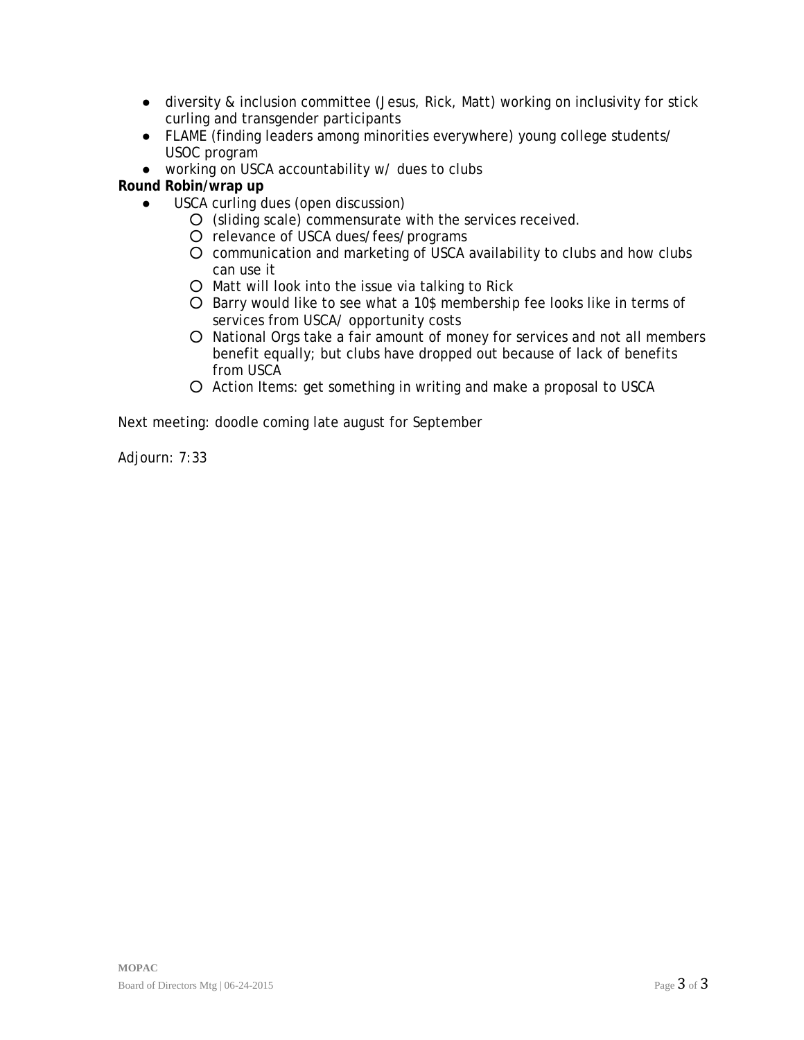- diversity & inclusion committee (Jesus, Rick, Matt) working on inclusivity for stick curling and transgender participants
- FLAME (finding leaders among minorities everywhere) young college students/ USOC program
- working on USCA accountability w/ dues to clubs

**Round Robin/wrap up**

- USCA curling dues (open discussion)
  - (sliding scale) commensurate with the services received.
  - relevance of USCA dues/fees/programs
  - communication and marketing of USCA availability to clubs and how clubs can use it
  - Matt will look into the issue via talking to Rick
  - Barry would like to see what a 10$ membership fee looks like in terms of services from USCA/ opportunity costs
  - National Orgs take a fair amount of money for services and not all members benefit equally; but clubs have dropped out because of lack of benefits from USCA
  - Action Items: get something in writing and make a proposal to USCA

Next meeting: doodle coming late august for September

Adjourn: 7:33